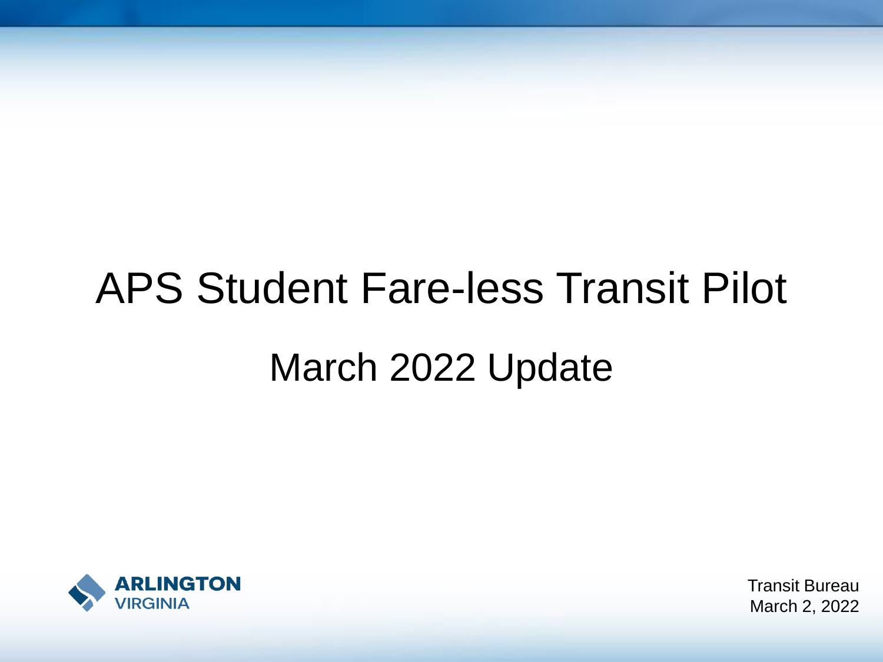# APS Student Fare-less Transit Pilot

## March 2022 Update

ARLINGTON VIRGINIA

Transit Bureau
March 2, 2022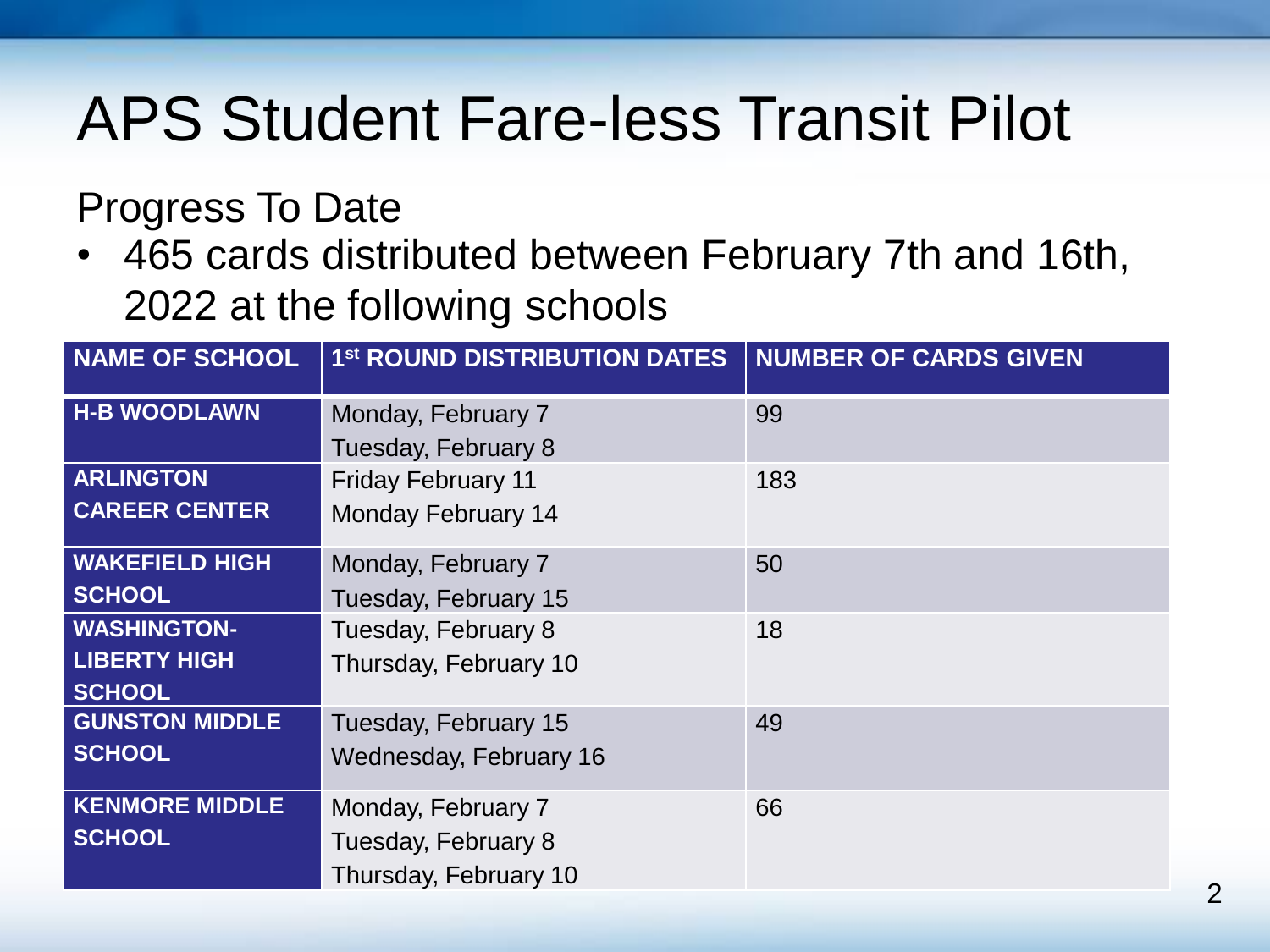# APS Student Fare-less Transit Pilot

Progress To Date

- 465 cards distributed between February 7th and 16th, 2022 at the following schools

| NAME OF SCHOOL | 1st ROUND DISTRIBUTION DATES | NUMBER OF CARDS GIVEN |
|---|---|---|
| **H-B WOODLAWN** | Monday, February 7<br>Tuesday, February 8 | 99 |
| **ARLINGTON CAREER CENTER** | Friday February 11<br>Monday February 14 | 183 |
| **WAKEFIELD HIGH SCHOOL** | Monday, February 7<br>Tuesday, February 15 | 50 |
| **WASHINGTON-LIBERTY HIGH SCHOOL** | Tuesday, February 8<br>Thursday, February 10 | 18 |
| **GUNSTON MIDDLE SCHOOL** | Tuesday, February 15<br>Wednesday, February 16 | 49 |
| **KENMORE MIDDLE SCHOOL** | Monday, February 7<br>Tuesday, February 8<br>Thursday, February 10 | 66 |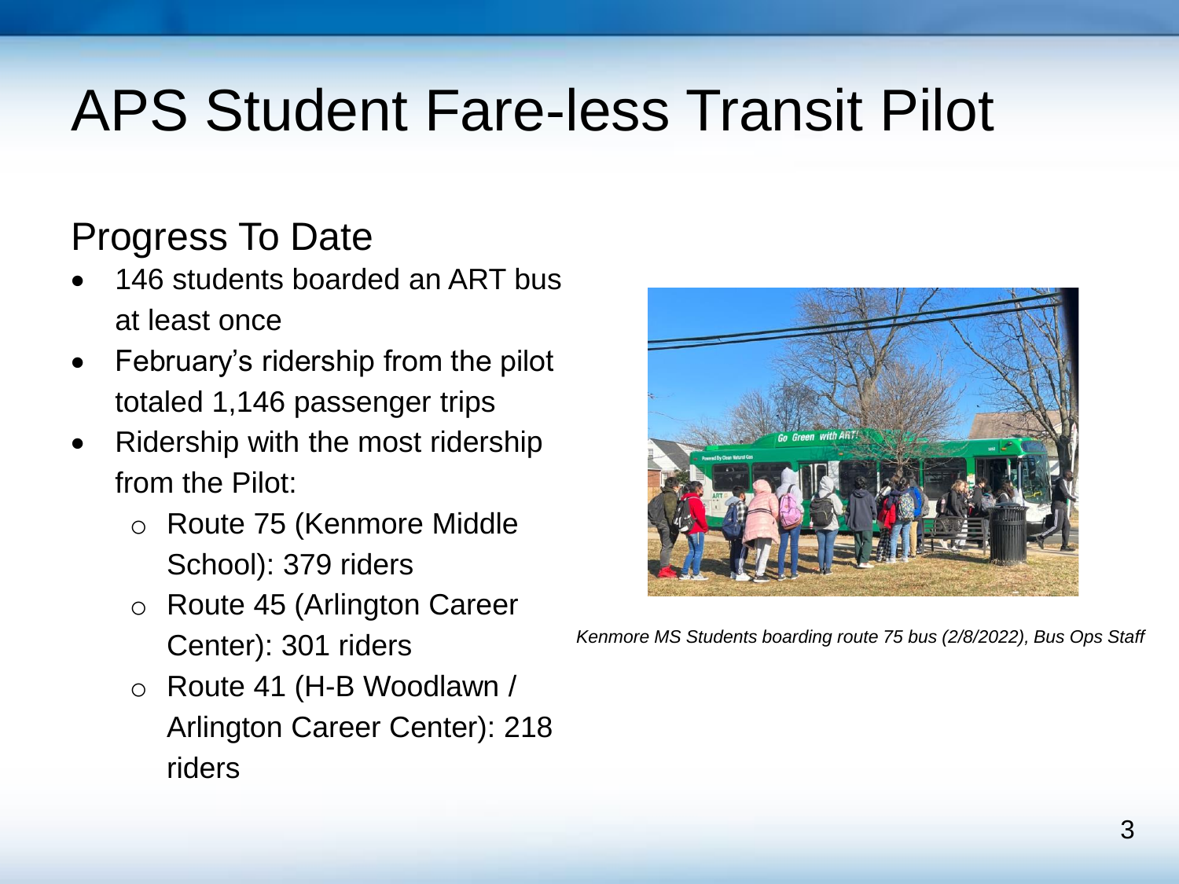# APS Student Fare-less Transit Pilot

## Progress To Date

- 146 students boarded an ART bus at least once
- February's ridership from the pilot totaled 1,146 passenger trips
- Ridership with the most ridership from the Pilot:
  - Route 75 (Kenmore Middle School): 379 riders
  - Route 45 (Arlington Career Center): 301 riders
  - Route 41 (H-B Woodlawn / Arlington Career Center): 218 riders

*Kenmore MS Students boarding route 75 bus (2/8/2022), Bus Ops Staff*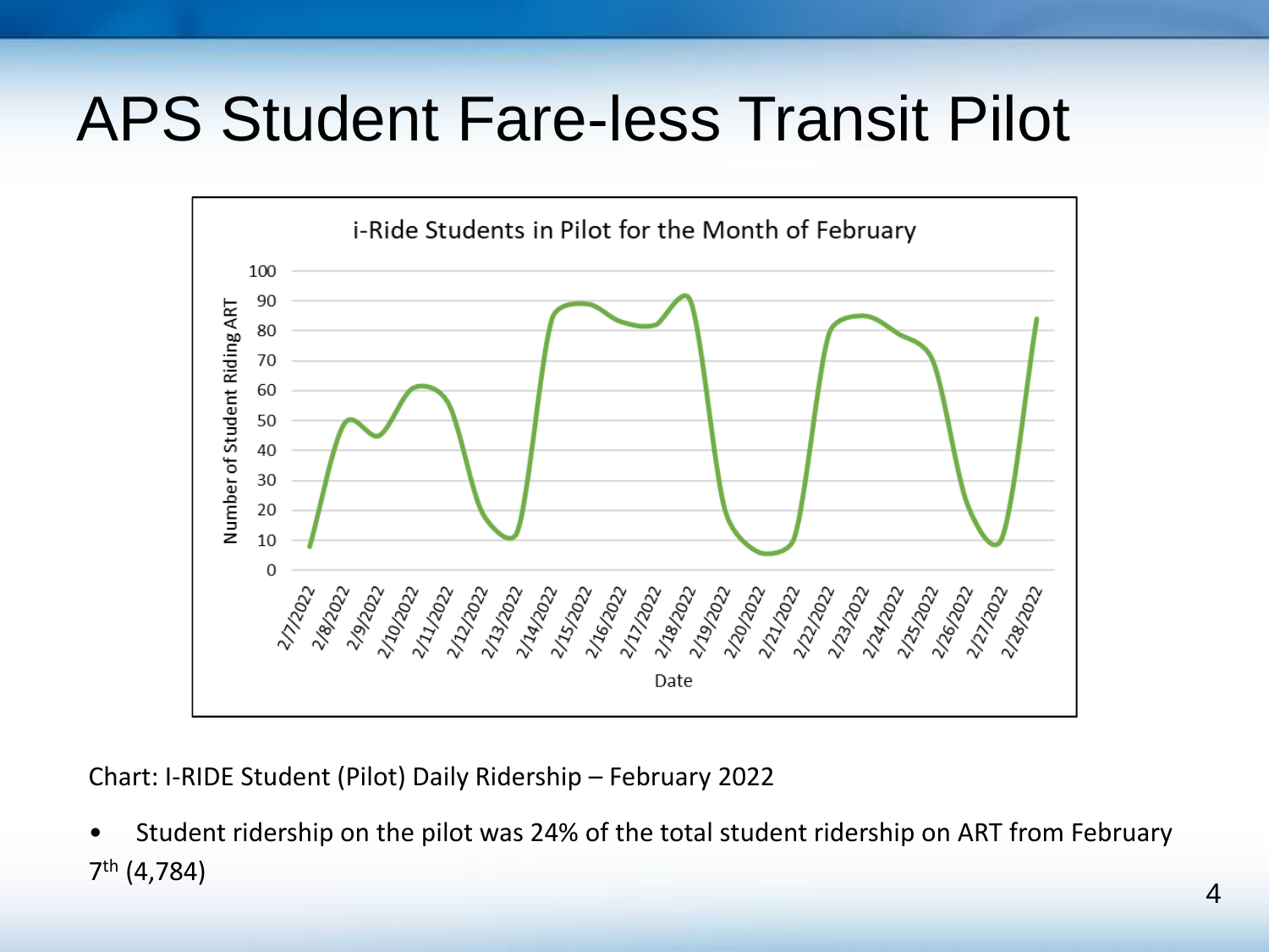# APS Student Fare-less Transit Pilot

Chart: I-RIDE Student (Pilot) Daily Ridership – February 2022

- Student ridership on the pilot was 24% of the total student ridership on ART from February 7th (4,784)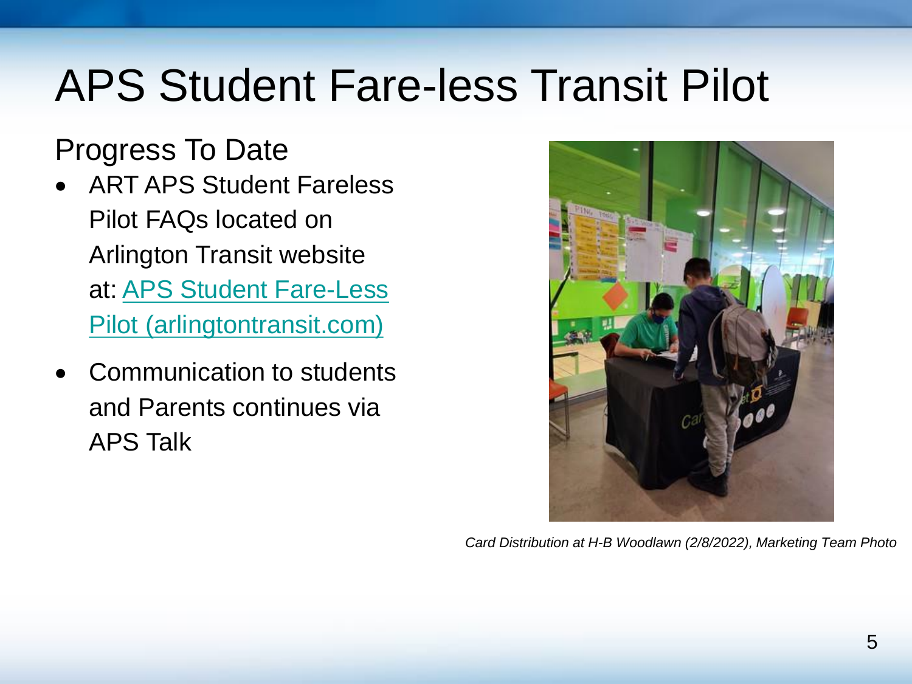# APS Student Fare-less Transit Pilot

## Progress To Date

- ART APS Student Fareless Pilot FAQs located on Arlington Transit website at: [APS Student Fare-Less Pilot (arlingtontransit.com)]
- Communication to students and Parents continues via APS Talk

*Card Distribution at H-B Woodlawn (2/8/2022), Marketing Team Photo*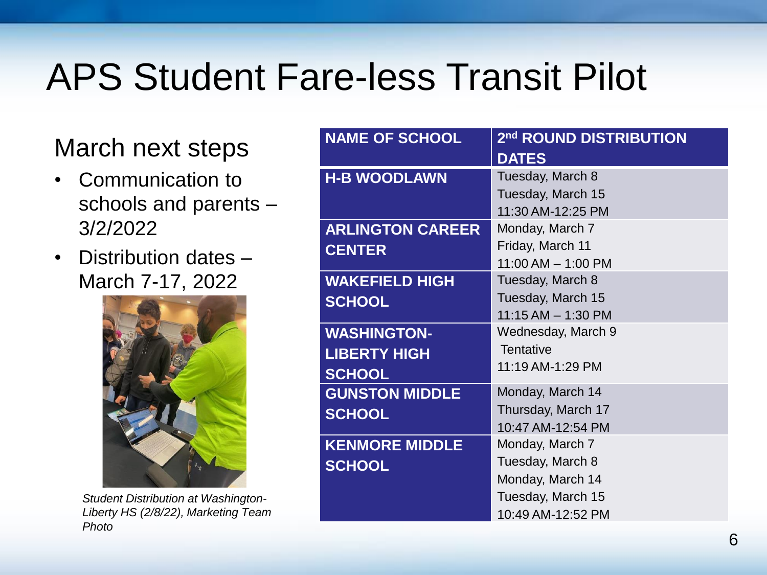# APS Student Fare-less Transit Pilot

## March next steps

- Communication to schools and parents – 3/2/2022
- Distribution dates – March 7-17, 2022

*Student Distribution at Washington-Liberty HS (2/8/22), Marketing Team Photo*

| NAME OF SCHOOL | 2nd ROUND DISTRIBUTION DATES |
|---|---|
| H-B WOODLAWN | Tuesday, March 8<br>Tuesday, March 15<br>11:30 AM-12:25 PM |
| ARLINGTON CAREER CENTER | Monday, March 7<br>Friday, March 11<br>11:00 AM – 1:00 PM |
| WAKEFIELD HIGH SCHOOL | Tuesday, March 8<br>Tuesday, March 15<br>11:15 AM – 1:30 PM |
| WASHINGTON-LIBERTY HIGH SCHOOL | Wednesday, March 9<br>Tentative<br>11:19 AM-1:29 PM |
| GUNSTON MIDDLE SCHOOL | Monday, March 14<br>Thursday, March 17<br>10:47 AM-12:54 PM |
| KENMORE MIDDLE SCHOOL | Monday, March 7<br>Tuesday, March 8<br>Monday, March 14<br>Tuesday, March 15<br>10:49 AM-12:52 PM |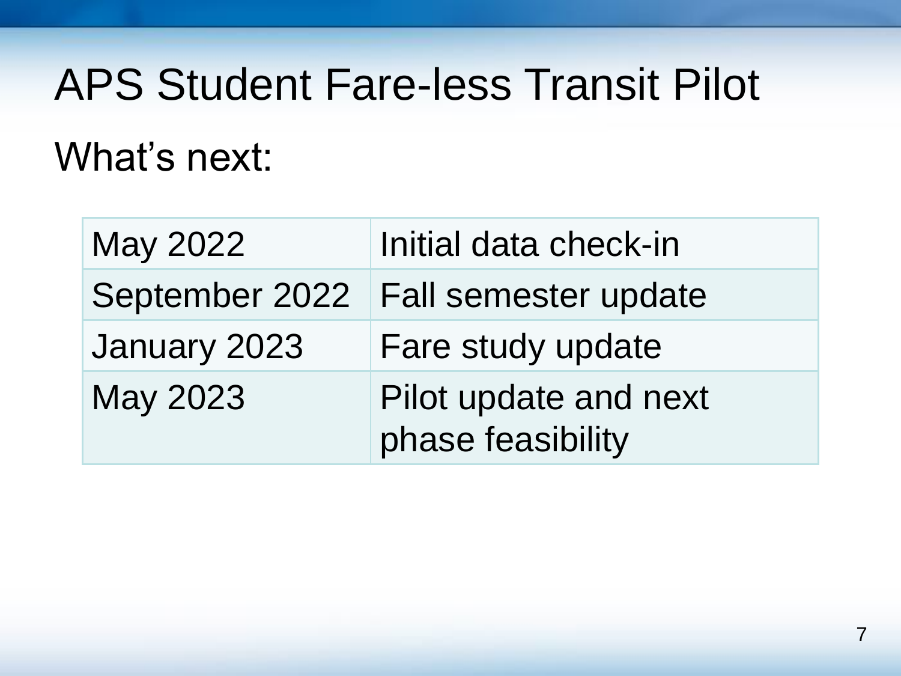# APS Student Fare-less Transit Pilot

## What's next:

| | |
|---|---|
| May 2022 | Initial data check-in |
| September 2022 | Fall semester update |
| January 2023 | Fare study update |
| May 2023 | Pilot update and next phase feasibility |